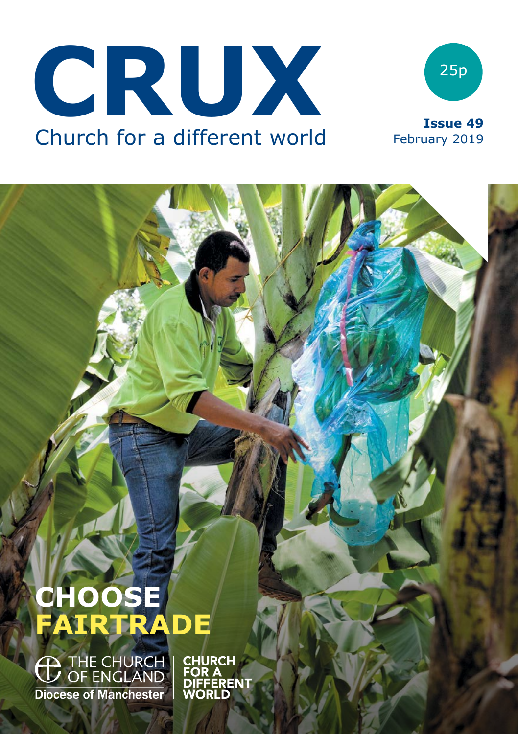# CRUX

Church for a different world

25p

**Issue 49**
February 2019

## CHOOSE FAIRTRADE

THE CHURCH OF ENGLAND
Diocese of Manchester

CHURCH FOR A DIFFERENT WORLD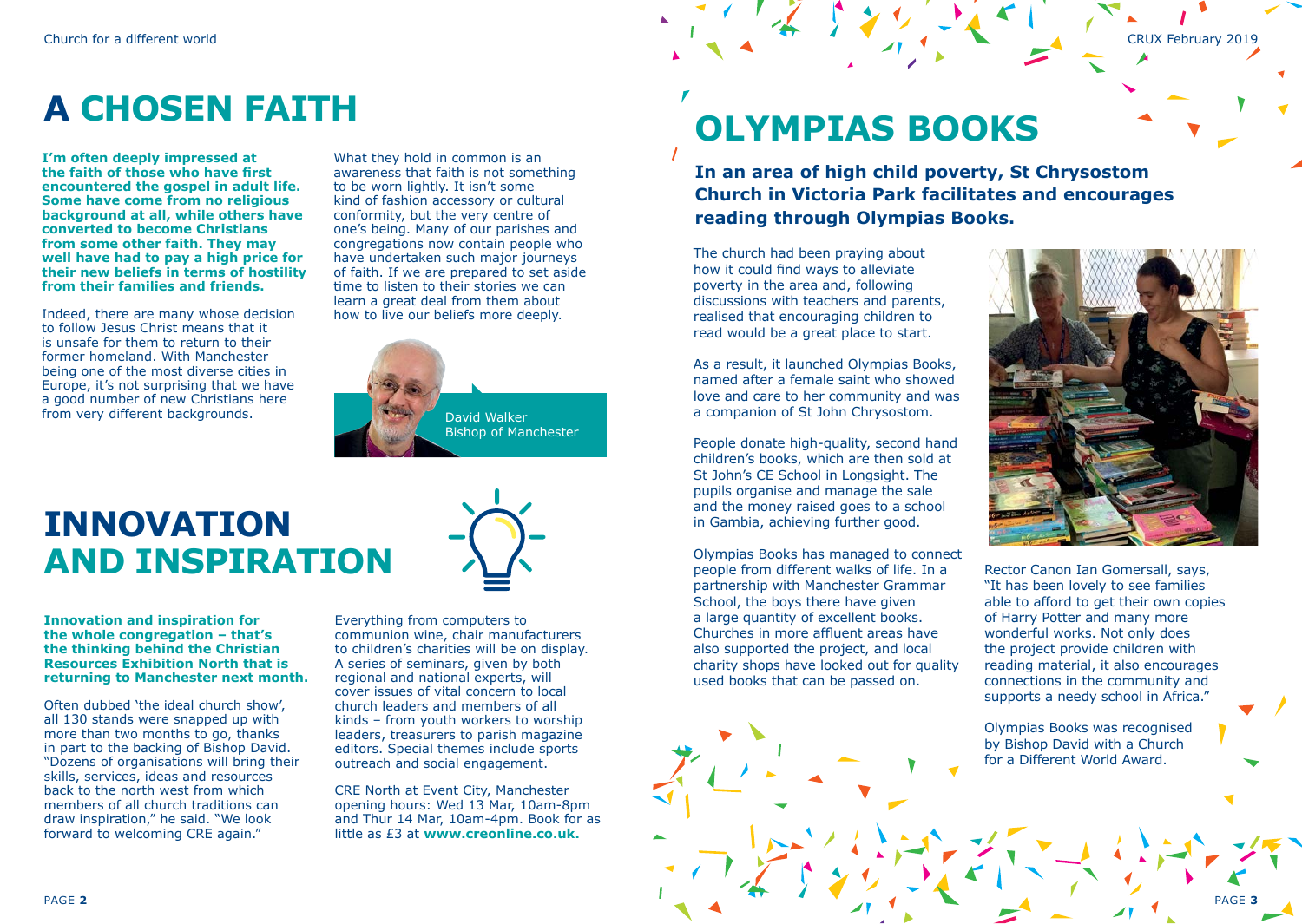# A CHOSEN FAITH

**I'm often deeply impressed at the faith of those who have first encountered the gospel in adult life. Some have come from no religious background at all, while others have converted to become Christians from some other faith. They may well have had to pay a high price for their new beliefs in terms of hostility from their families and friends.**

Indeed, there are many whose decision to follow Jesus Christ means that it is unsafe for them to return to their former homeland. With Manchester being one of the most diverse cities in Europe, it's not surprising that we have a good number of new Christians here from very different backgrounds.

What they hold in common is an awareness that faith is not something to be worn lightly. It isn't some kind of fashion accessory or cultural conformity, but the very centre of one's being. Many of our parishes and congregations now contain people who have undertaken such major journeys of faith. If we are prepared to set aside time to listen to their stories we can learn a great deal from them about how to live our beliefs more deeply.

David Walker
Bishop of Manchester

# INNOVATION AND INSPIRATION

**Innovation and inspiration for the whole congregation – that's the thinking behind the Christian Resources Exhibition North that is returning to Manchester next month.**

Often dubbed 'the ideal church show', all 130 stands were snapped up with more than two months to go, thanks in part to the backing of Bishop David. "Dozens of organisations will bring their skills, services, ideas and resources back to the north west from which members of all church traditions can draw inspiration," he said. "We look forward to welcoming CRE again."

Everything from computers to communion wine, chair manufacturers to children's charities will be on display. A series of seminars, given by both regional and national experts, will cover issues of vital concern to local church leaders and members of all kinds – from youth workers to worship leaders, treasurers to parish magazine editors. Special themes include sports outreach and social engagement.

CRE North at Event City, Manchester opening hours: Wed 13 Mar, 10am-8pm and Thur 14 Mar, 10am-4pm. Book for as little as £3 at **www.creonline.co.uk.**

# OLYMPIAS BOOKS

**In an area of high child poverty, St Chrysostom Church in Victoria Park facilitates and encourages reading through Olympias Books.**

The church had been praying about how it could find ways to alleviate poverty in the area and, following discussions with teachers and parents, realised that encouraging children to read would be a great place to start.

As a result, it launched Olympias Books, named after a female saint who showed love and care to her community and was a companion of St John Chrysostom.

People donate high-quality, second hand children's books, which are then sold at St John's CE School in Longsight. The pupils organise and manage the sale and the money raised goes to a school in Gambia, achieving further good.

Olympias Books has managed to connect people from different walks of life. In a partnership with Manchester Grammar School, the boys there have given a large quantity of excellent books. Churches in more affluent areas have also supported the project, and local charity shops have looked out for quality used books that can be passed on.

Rector Canon Ian Gomersall, says, "It has been lovely to see families able to afford to get their own copies of Harry Potter and many more wonderful works. Not only does the project provide children with reading material, it also encourages connections in the community and supports a needy school in Africa."

Olympias Books was recognised by Bishop David with a Church for a Different World Award.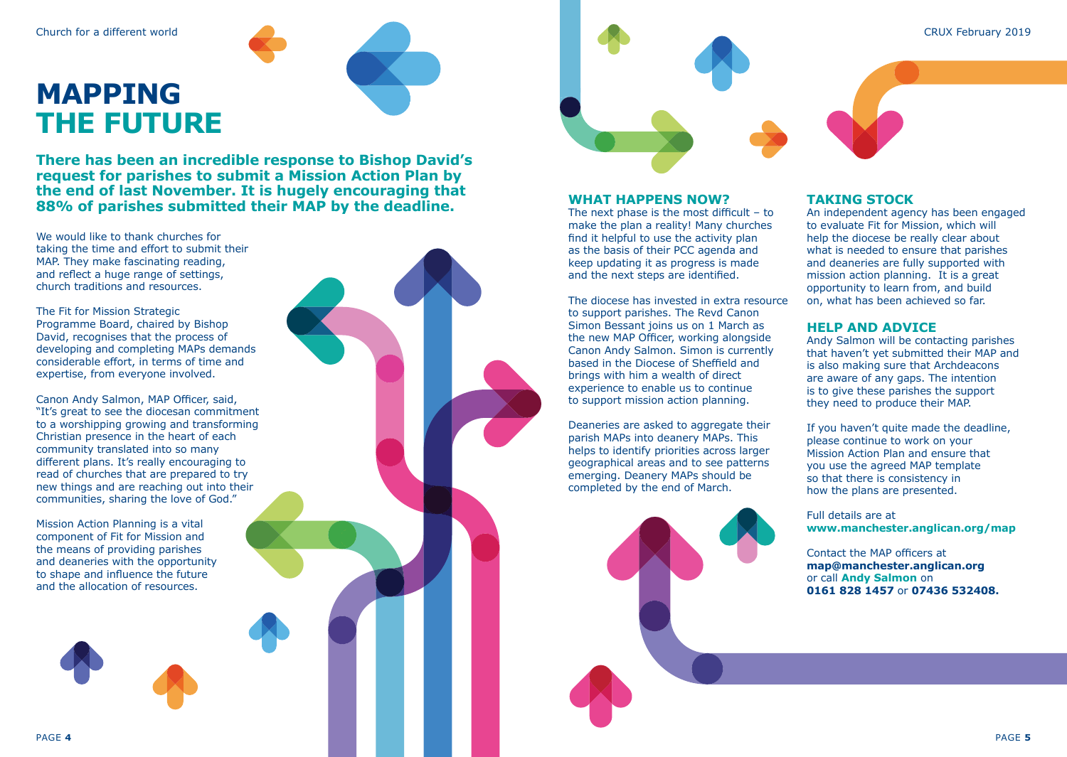# MAPPING THE FUTURE

**There has been an incredible response to Bishop David's request for parishes to submit a Mission Action Plan by the end of last November. It is hugely encouraging that 88% of parishes submitted their MAP by the deadline.**

We would like to thank churches for taking the time and effort to submit their MAP. They make fascinating reading, and reflect a huge range of settings, church traditions and resources.

The Fit for Mission Strategic Programme Board, chaired by Bishop David, recognises that the process of developing and completing MAPs demands considerable effort, in terms of time and expertise, from everyone involved.

Canon Andy Salmon, MAP Officer, said, "It's great to see the diocesan commitment to a worshipping growing and transforming Christian presence in the heart of each community translated into so many different plans. It's really encouraging to read of churches that are prepared to try new things and are reaching out into their communities, sharing the love of God."

Mission Action Planning is a vital component of Fit for Mission and the means of providing parishes and deaneries with the opportunity to shape and influence the future and the allocation of resources.

## WHAT HAPPENS NOW?

The next phase is the most difficult – to make the plan a reality! Many churches find it helpful to use the activity plan as the basis of their PCC agenda and keep updating it as progress is made and the next steps are identified.

The diocese has invested in extra resource to support parishes. The Revd Canon Simon Bessant joins us on 1 March as the new MAP Officer, working alongside Canon Andy Salmon. Simon is currently based in the Diocese of Sheffield and brings with him a wealth of direct experience to enable us to continue to support mission action planning.

Deaneries are asked to aggregate their parish MAPs into deanery MAPs. This helps to identify priorities across larger geographical areas and to see patterns emerging. Deanery MAPs should be completed by the end of March.

## TAKING STOCK

An independent agency has been engaged to evaluate Fit for Mission, which will help the diocese be really clear about what is needed to ensure that parishes and deaneries are fully supported with mission action planning. It is a great opportunity to learn from, and build on, what has been achieved so far.

## HELP AND ADVICE

Andy Salmon will be contacting parishes that haven't yet submitted their MAP and is also making sure that Archdeacons are aware of any gaps. The intention is to give these parishes the support they need to produce their MAP.

If you haven't quite made the deadline, please continue to work on your Mission Action Plan and ensure that you use the agreed MAP template so that there is consistency in how the plans are presented.

Full details are at **www.manchester.anglican.org/map**

Contact the MAP officers at **map@manchester.anglican.org** or call **Andy Salmon** on **0161 828 1457** or **07436 532408.**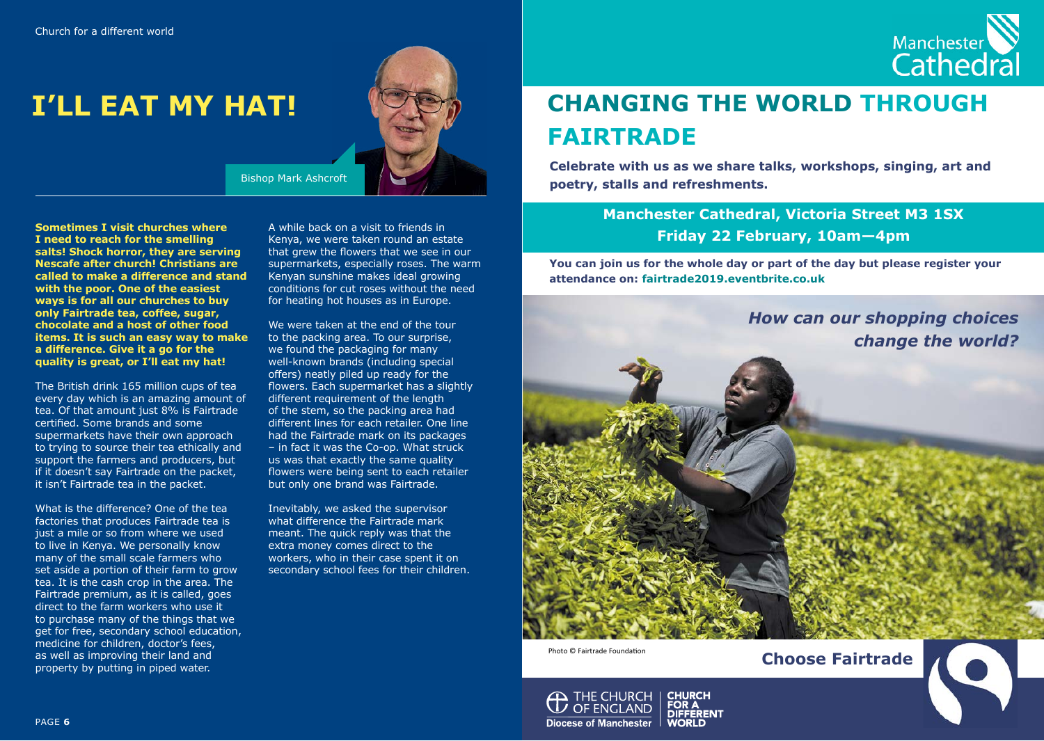# I'LL EAT MY HAT!

Bishop Mark Ashcroft

**Sometimes I visit churches where I need to reach for the smelling salts! Shock horror, they are serving Nescafe after church! Christians are called to make a difference and stand with the poor. One of the easiest ways is for all our churches to buy only Fairtrade tea, coffee, sugar, chocolate and a host of other food items. It is such an easy way to make a difference. Give it a go for the quality is great, or I'll eat my hat!**

The British drink 165 million cups of tea every day which is an amazing amount of tea. Of that amount just 8% is Fairtrade certified. Some brands and some supermarkets have their own approach to trying to source their tea ethically and support the farmers and producers, but if it doesn't say Fairtrade on the packet, it isn't Fairtrade tea in the packet.

What is the difference? One of the tea factories that produces Fairtrade tea is just a mile or so from where we used to live in Kenya. We personally know many of the small scale farmers who set aside a portion of their farm to grow tea. It is the cash crop in the area. The Fairtrade premium, as it is called, goes direct to the farm workers who use it to purchase many of the things that we get for free, secondary school education, medicine for children, doctor's fees, as well as improving their land and property by putting in piped water.

A while back on a visit to friends in Kenya, we were taken round an estate that grew the flowers that we see in our supermarkets, especially roses. The warm Kenyan sunshine makes ideal growing conditions for cut roses without the need for heating hot houses as in Europe.

We were taken at the end of the tour to the packing area. To our surprise, we found the packaging for many well-known brands (including special offers) neatly piled up ready for the flowers. Each supermarket has a slightly different requirement of the length of the stem, so the packing area had different lines for each retailer. One line had the Fairtrade mark on its packages – in fact it was the Co-op. What struck us was that exactly the same quality flowers were being sent to each retailer but only one brand was Fairtrade.

Inevitably, we asked the supervisor what difference the Fairtrade mark meant. The quick reply was that the extra money comes direct to the workers, who in their case spent it on secondary school fees for their children.

Manchester Cathedral

# CHANGING THE WORLD THROUGH FAIRTRADE

**Celebrate with us as we share talks, workshops, singing, art and poetry, stalls and refreshments.**

**Manchester Cathedral, Victoria Street M3 1SX**
**Friday 22 February, 10am—4pm**

**You can join us for the whole day or part of the day but please register your attendance on: fairtrade2019.eventbrite.co.uk**

*How can our shopping choices change the world?*

Photo © Fairtrade Foundation

**Choose Fairtrade**

The Church of England Diocese of Manchester | Church for a Different World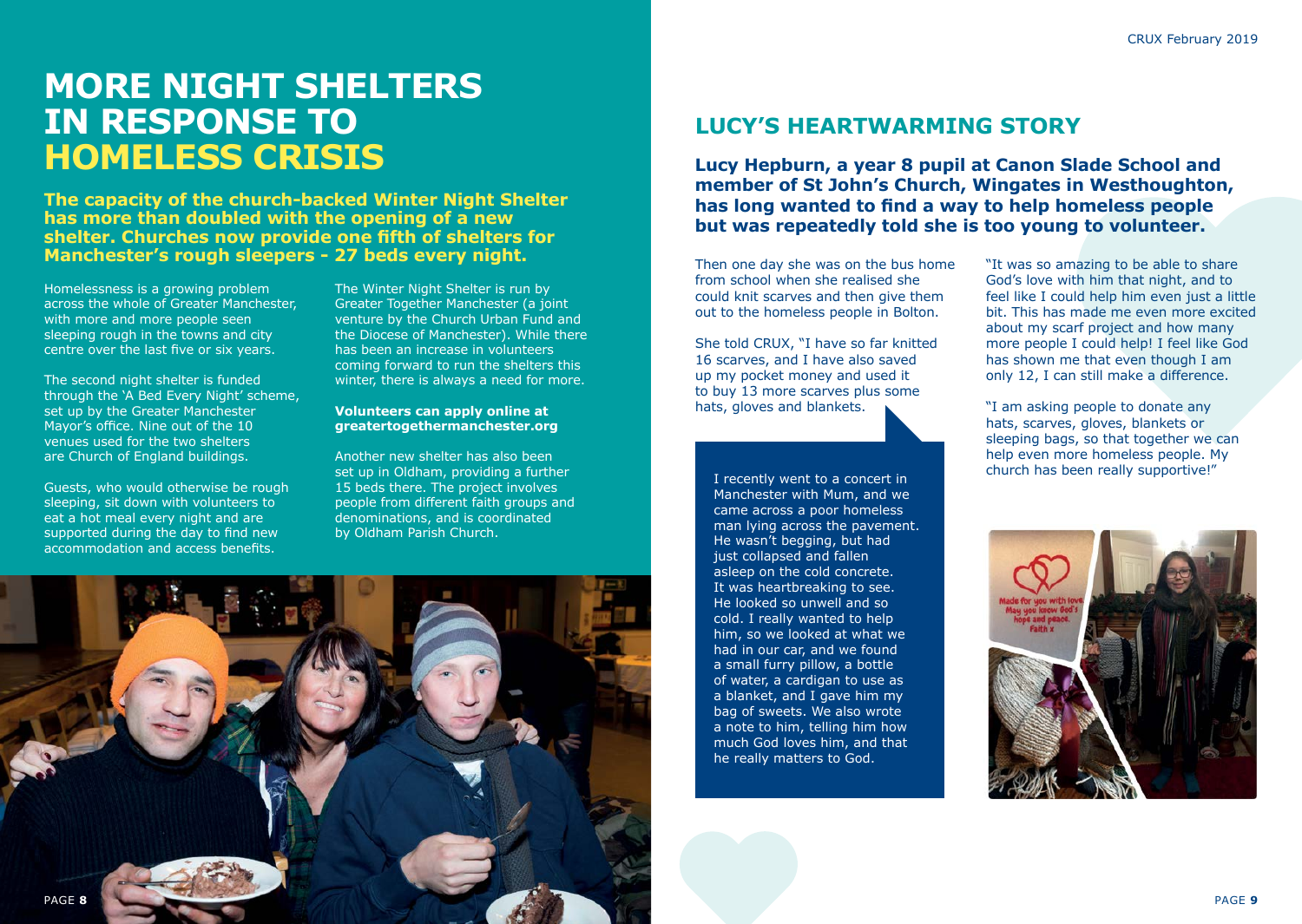# MORE NIGHT SHELTERS IN RESPONSE TO HOMELESS CRISIS

**The capacity of the church-backed Winter Night Shelter has more than doubled with the opening of a new shelter. Churches now provide one fifth of shelters for Manchester's rough sleepers - 27 beds every night.**

Homelessness is a growing problem across the whole of Greater Manchester, with more and more people seen sleeping rough in the towns and city centre over the last five or six years.

The second night shelter is funded through the 'A Bed Every Night' scheme, set up by the Greater Manchester Mayor's office. Nine out of the 10 venues used for the two shelters are Church of England buildings.

Guests, who would otherwise be rough sleeping, sit down with volunteers to eat a hot meal every night and are supported during the day to find new accommodation and access benefits.

The Winter Night Shelter is run by Greater Together Manchester (a joint venture by the Church Urban Fund and the Diocese of Manchester). While there has been an increase in volunteers coming forward to run the shelters this winter, there is always a need for more.

**Volunteers can apply online at greatertogethermanchester.org**

Another new shelter has also been set up in Oldham, providing a further 15 beds there. The project involves people from different faith groups and denominations, and is coordinated by Oldham Parish Church.

## LUCY'S HEARTWARMING STORY

**Lucy Hepburn, a year 8 pupil at Canon Slade School and member of St John's Church, Wingates in Westhoughton, has long wanted to find a way to help homeless people but was repeatedly told she is too young to volunteer.**

Then one day she was on the bus home from school when she realised she could knit scarves and then give them out to the homeless people in Bolton.

She told CRUX, "I have so far knitted 16 scarves, and I have also saved up my pocket money and used it to buy 13 more scarves plus some hats, gloves and blankets.

I recently went to a concert in Manchester with Mum, and we came across a poor homeless man lying across the pavement. He wasn't begging, but had just collapsed and fallen asleep on the cold concrete. It was heartbreaking to see. He looked so unwell and so cold. I really wanted to help him, so we looked at what we had in our car, and we found a small furry pillow, a bottle of water, a cardigan to use as a blanket, and I gave him my bag of sweets. We also wrote a note to him, telling him how much God loves him, and that he really matters to God.

"It was so amazing to be able to share God's love with him that night, and to feel like I could help him even just a little bit. This has made me even more excited about my scarf project and how many more people I could help! I feel like God has shown me that even though I am only 12, I can still make a difference.

"I am asking people to donate any hats, scarves, gloves, blankets or sleeping bags, so that together we can help even more homeless people. My church has been really supportive!"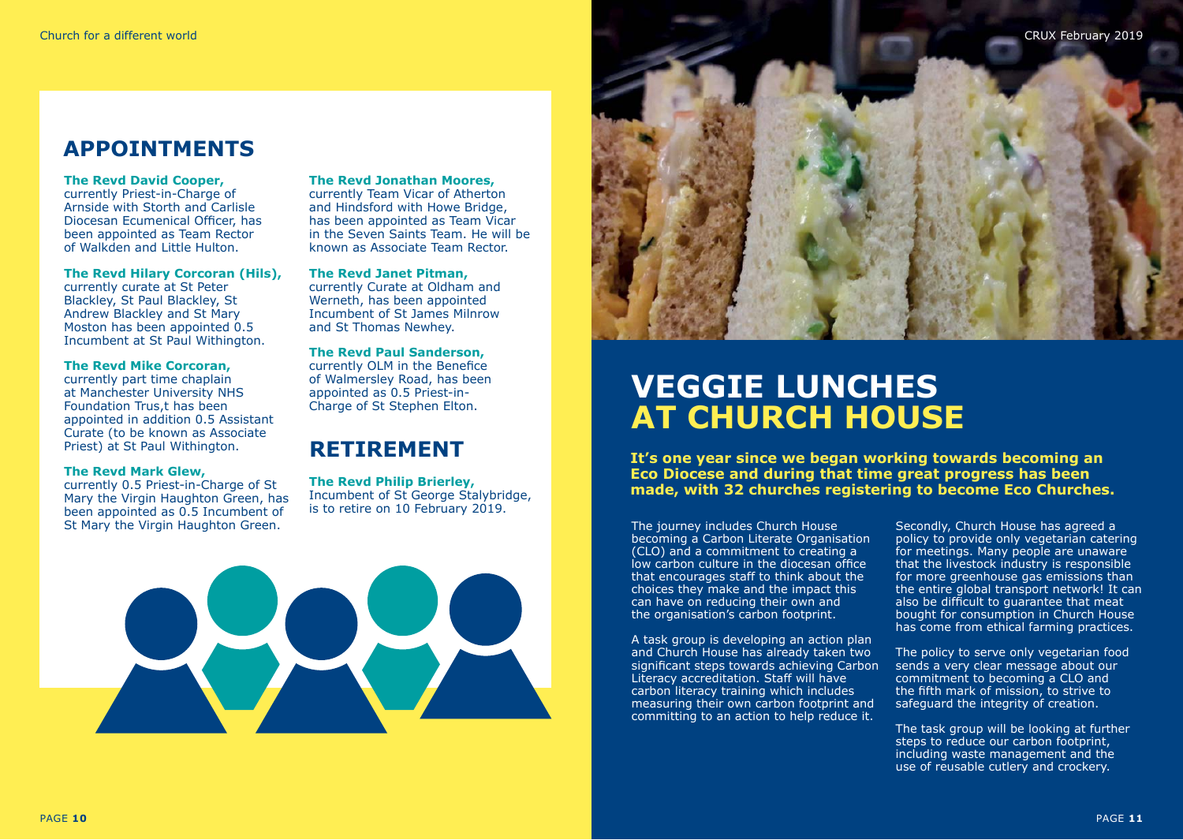## APPOINTMENTS

**The Revd David Cooper,** currently Priest-in-Charge of Arnside with Storth and Carlisle Diocesan Ecumenical Officer, has been appointed as Team Rector of Walkden and Little Hulton.

**The Revd Hilary Corcoran (Hils),** currently curate at St Peter Blackley, St Paul Blackley, St Andrew Blackley and St Mary Moston has been appointed 0.5 Incumbent at St Paul Withington.

**The Revd Mike Corcoran,** currently part time chaplain at Manchester University NHS Foundation Trus,t has been appointed in addition 0.5 Assistant Curate (to be known as Associate Priest) at St Paul Withington.

**The Revd Mark Glew,** currently 0.5 Priest-in-Charge of St Mary the Virgin Haughton Green, has been appointed as 0.5 Incumbent of St Mary the Virgin Haughton Green.

**The Revd Jonathan Moores,** currently Team Vicar of Atherton and Hindsford with Howe Bridge, has been appointed as Team Vicar in the Seven Saints Team. He will be known as Associate Team Rector.

**The Revd Janet Pitman,** currently Curate at Oldham and Werneth, has been appointed Incumbent of St James Milnrow and St Thomas Newhey.

**The Revd Paul Sanderson,** currently OLM in the Benefice of Walmersley Road, has been appointed as 0.5 Priest-in-Charge of St Stephen Elton.

## RETIREMENT

**The Revd Philip Brierley,** Incumbent of St George Stalybridge, is to retire on 10 February 2019.

# VEGGIE LUNCHES AT CHURCH HOUSE

**It's one year since we began working towards becoming an Eco Diocese and during that time great progress has been made, with 32 churches registering to become Eco Churches.**

The journey includes Church House becoming a Carbon Literate Organisation (CLO) and a commitment to creating a low carbon culture in the diocesan office that encourages staff to think about the choices they make and the impact this can have on reducing their own and the organisation's carbon footprint.

A task group is developing an action plan and Church House has already taken two significant steps towards achieving Carbon Literacy accreditation. Staff will have carbon literacy training which includes measuring their own carbon footprint and committing to an action to help reduce it.

Secondly, Church House has agreed a policy to provide only vegetarian catering for meetings. Many people are unaware that the livestock industry is responsible for more greenhouse gas emissions than the entire global transport network! It can also be difficult to guarantee that meat bought for consumption in Church House has come from ethical farming practices.

The policy to serve only vegetarian food sends a very clear message about our commitment to becoming a CLO and the fifth mark of mission, to strive to safeguard the integrity of creation.

The task group will be looking at further steps to reduce our carbon footprint, including waste management and the use of reusable cutlery and crockery.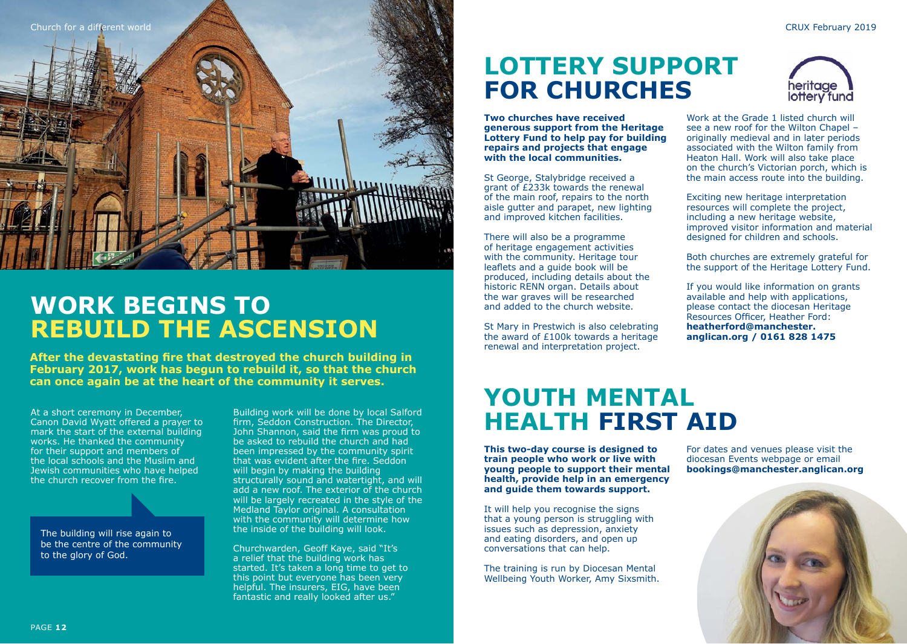# WORK BEGINS TO REBUILD THE ASCENSION

**After the devastating fire that destroyed the church building in February 2017, work has begun to rebuild it, so that the church can once again be at the heart of the community it serves.**

At a short ceremony in December, Canon David Wyatt offered a prayer to mark the start of the external building works. He thanked the community for their support and members of the local schools and the Muslim and Jewish communities who have helped the church recover from the fire.

> The building will rise again to be the centre of the community to the glory of God.

Building work will be done by local Salford firm, Seddon Construction. The Director, John Shannon, said the firm was proud to be asked to rebuild the church and had been impressed by the community spirit that was evident after the fire. Seddon will begin by making the building structurally sound and watertight, and will add a new roof. The exterior of the church will be largely recreated in the style of the Medland Taylor original. A consultation with the community will determine how the inside of the building will look.

Churchwarden, Geoff Kaye, said "It's a relief that the building work has started. It's taken a long time to get to this point but everyone has been very helpful. The insurers, EIG, have been fantastic and really looked after us."

# LOTTERY SUPPORT FOR CHURCHES

**Two churches have received generous support from the Heritage Lottery Fund to help pay for building repairs and projects that engage with the local communities.**

St George, Stalybridge received a grant of £233k towards the renewal of the main roof, repairs to the north aisle gutter and parapet, new lighting and improved kitchen facilities.

There will also be a programme of heritage engagement activities with the community. Heritage tour leaflets and a guide book will be produced, including details about the historic RENN organ. Details about the war graves will be researched and added to the church website.

St Mary in Prestwich is also celebrating the award of £100k towards a heritage renewal and interpretation project.

Work at the Grade 1 listed church will see a new roof for the Wilton Chapel – originally medieval and in later periods associated with the Wilton family from Heaton Hall. Work will also take place on the church's Victorian porch, which is the main access route into the building.

Exciting new heritage interpretation resources will complete the project, including a new heritage website, improved visitor information and material designed for children and schools.

Both churches are extremely grateful for the support of the Heritage Lottery Fund.

If you would like information on grants available and help with applications, please contact the diocesan Heritage Resources Officer, Heather Ford: **heatherford@manchester.anglican.org / 0161 828 1475**

# YOUTH MENTAL HEALTH FIRST AID

**This two-day course is designed to train people who work or live with young people to support their mental health, provide help in an emergency and guide them towards support.**

It will help you recognise the signs that a young person is struggling with issues such as depression, anxiety and eating disorders, and open up conversations that can help.

The training is run by Diocesan Mental Wellbeing Youth Worker, Amy Sixsmith.

For dates and venues please visit the diocesan Events webpage or email **bookings@manchester.anglican.org**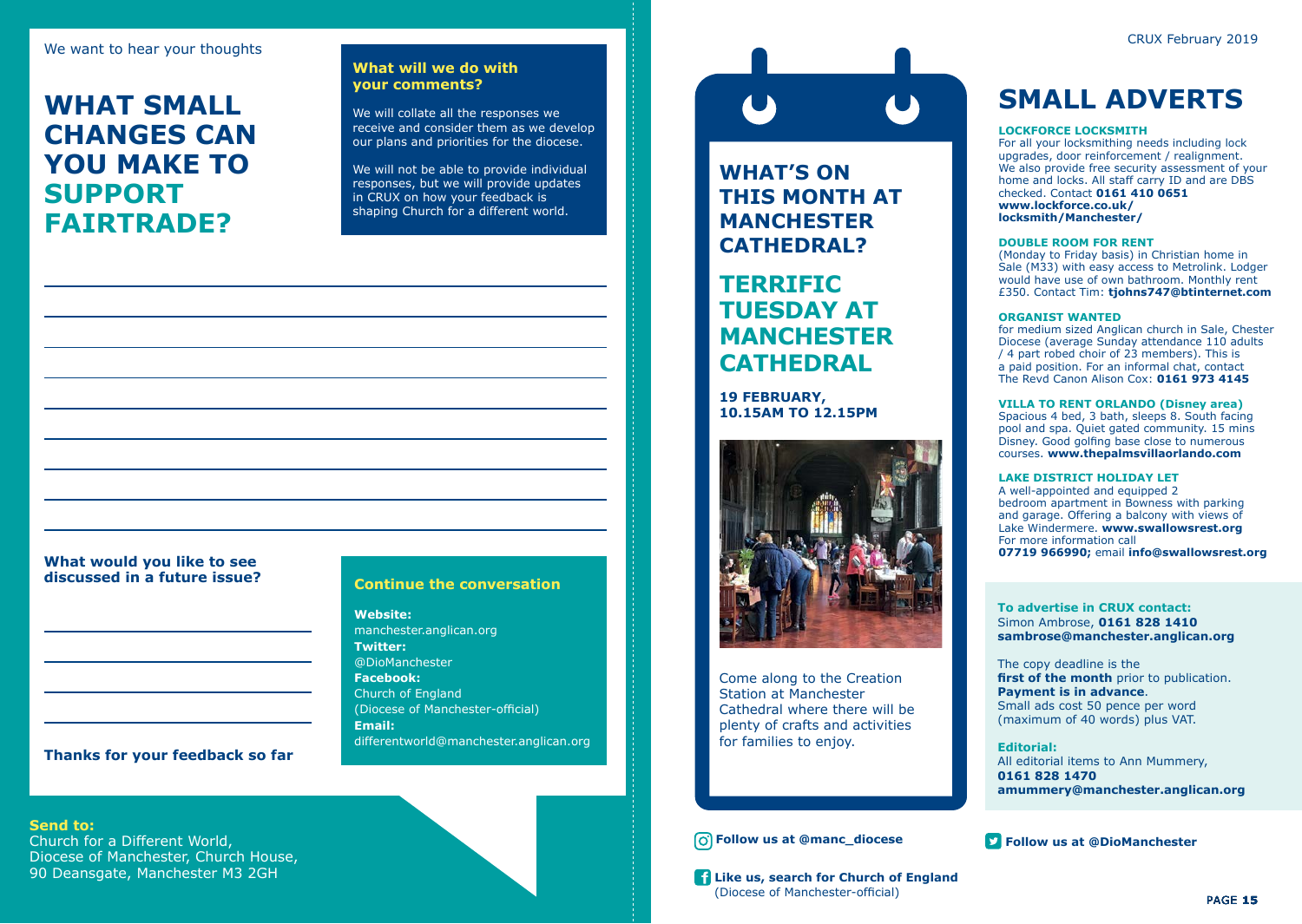We want to hear your thoughts

# WHAT SMALL CHANGES CAN YOU MAKE TO SUPPORT FAIRTRADE?

### What will we do with your comments?

We will collate all the responses we receive and consider them as we develop our plans and priorities for the diocese.

We will not be able to provide individual responses, but we will provide updates in CRUX on how your feedback is shaping Church for a different world.

**What would you like to see discussed in a future issue?**

**Thanks for your feedback so far**

### Continue the conversation

**Website:**
manchester.anglican.org
**Twitter:**
@DioManchester
**Facebook:**
Church of England
(Diocese of Manchester-official)
**Email:**
differentworld@manchester.anglican.org

**Send to:**
Church for a Different World,
Diocese of Manchester, Church House,
90 Deansgate, Manchester M3 2GH

## WHAT'S ON THIS MONTH AT MANCHESTER CATHEDRAL?

## TERRIFIC TUESDAY AT MANCHESTER CATHEDRAL

**19 FEBRUARY, 10.15AM TO 12.15PM**

Come along to the Creation Station at Manchester Cathedral where there will be plenty of crafts and activities for families to enjoy.

**Follow us at @manc_diocese**

**Like us, search for Church of England** (Diocese of Manchester-official)

# SMALL ADVERTS

**LOCKFORCE LOCKSMITH**
For all your locksmithing needs including lock upgrades, door reinforcement / realignment. We also provide free security assessment of your home and locks. All staff carry ID and are DBS checked. Contact **0161 410 0651** **www.lockforce.co.uk/locksmith/Manchester/**

**DOUBLE ROOM FOR RENT**
(Monday to Friday basis) in Christian home in Sale (M33) with easy access to Metrolink. Lodger would have use of own bathroom. Monthly rent £350. Contact Tim: **tjohns747@btinternet.com**

**ORGANIST WANTED**
for medium sized Anglican church in Sale, Chester Diocese (average Sunday attendance 110 adults / 4 part robed choir of 23 members). This is a paid position. For an informal chat, contact The Revd Canon Alison Cox: **0161 973 4145**

**VILLA TO RENT ORLANDO (Disney area)**
Spacious 4 bed, 3 bath, sleeps 8. South facing pool and spa. Quiet gated community. 15 mins Disney. Good golfing base close to numerous courses. **www.thepalmsvillaorlando.com**

**LAKE DISTRICT HOLIDAY LET**
A well-appointed and equipped 2 bedroom apartment in Bowness with parking and garage. Offering a balcony with views of Lake Windermere. **www.swallowsrest.org** For more information call **07719 966990;** email **info@swallowsrest.org**

**To advertise in CRUX contact:**
Simon Ambrose, **0161 828 1410**
**sambrose@manchester.anglican.org**

The copy deadline is the **first of the month** prior to publication. **Payment is in advance**. Small ads cost 50 pence per word (maximum of 40 words) plus VAT.

**Editorial:**
All editorial items to Ann Mummery,
**0161 828 1470**
**amummery@manchester.anglican.org**

**Follow us at @DioManchester**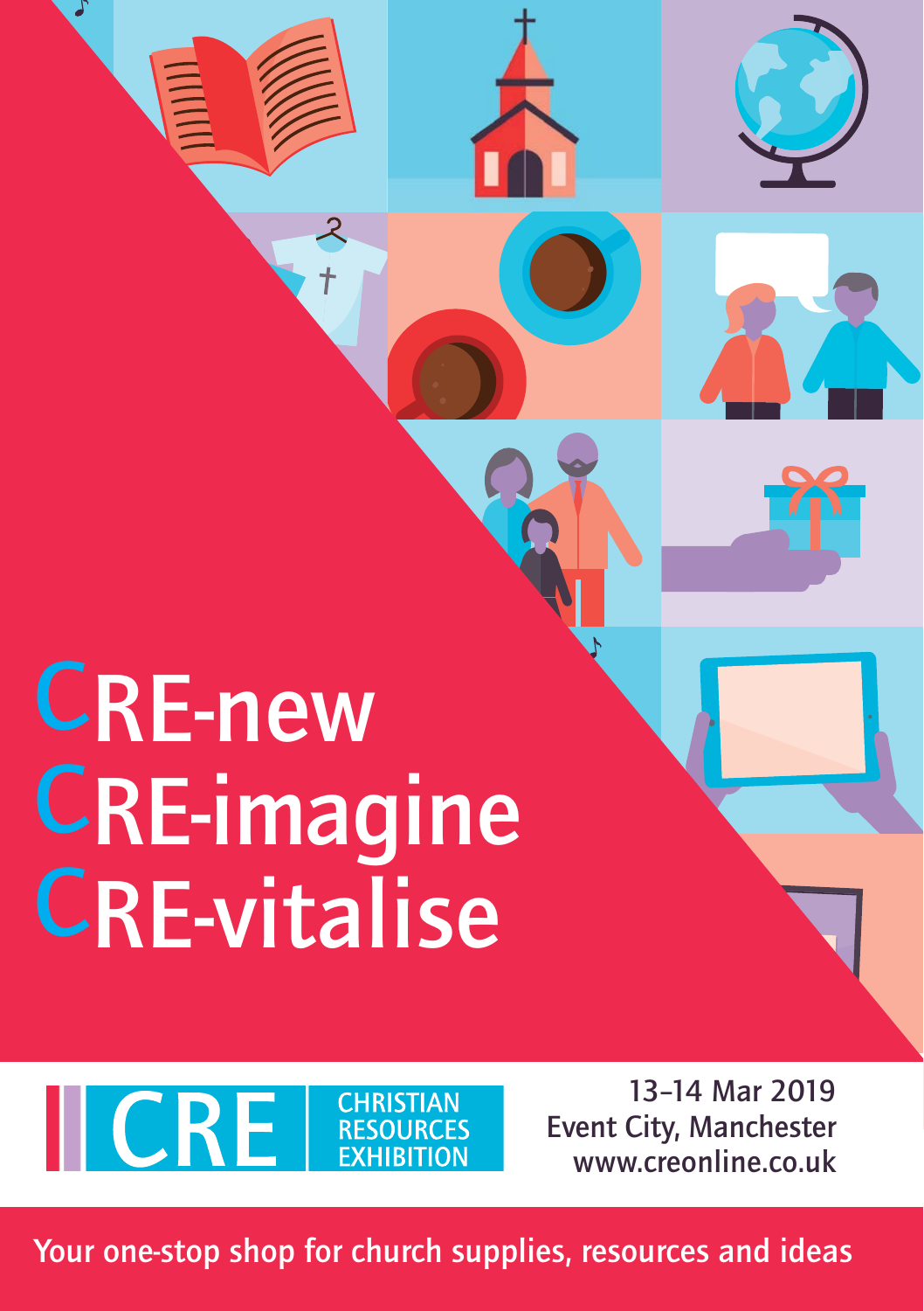# CRE-new
# CRE-imagine
# CRE-vitalise

CRE CHRISTIAN RESOURCES EXHIBITION

13–14 Mar 2019
Event City, Manchester
www.creonline.co.uk

Your one-stop shop for church supplies, resources and ideas